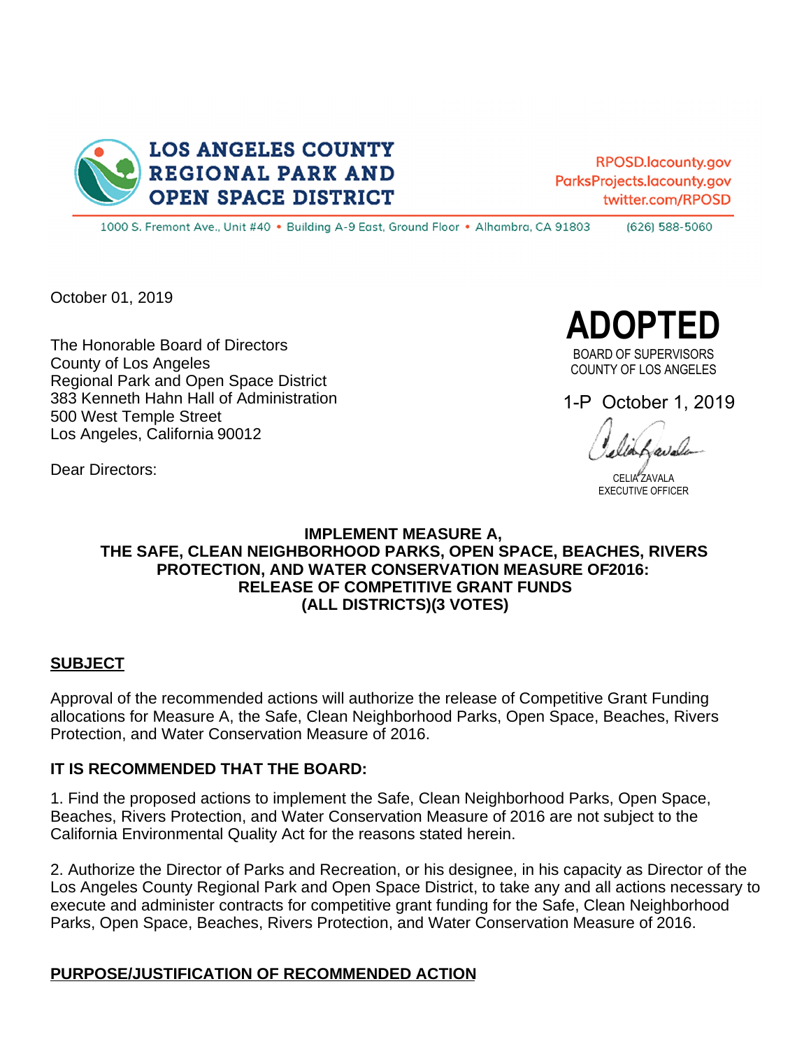**LOS ANGELES COUNTY REGIONAL PARK AND OPEN SPACE DISTRICT**

RPOSD.lacounty.gov
ParksProjects.lacounty.gov
twitter.com/RPOSD

1000 S. Fremont Ave., Unit #40 • Building A-9 East, Ground Floor • Alhambra, CA 91803 (626) 588-5060

October 01, 2019

**ADOPTED**

BOARD OF SUPERVISORS
COUNTY OF LOS ANGELES

1-P October 1, 2019

CELIA ZAVALA
EXECUTIVE OFFICER

The Honorable Board of Directors
County of Los Angeles
Regional Park and Open Space District
383 Kenneth Hahn Hall of Administration
500 West Temple Street
Los Angeles, California 90012

Dear Directors:

**IMPLEMENT MEASURE A,
THE SAFE, CLEAN NEIGHBORHOOD PARKS, OPEN SPACE, BEACHES, RIVERS PROTECTION, AND WATER CONSERVATION MEASURE OF2016:
RELEASE OF COMPETITIVE GRANT FUNDS
(ALL DISTRICTS)(3 VOTES)**

## SUBJECT

Approval of the recommended actions will authorize the release of Competitive Grant Funding allocations for Measure A, the Safe, Clean Neighborhood Parks, Open Space, Beaches, Rivers Protection, and Water Conservation Measure of 2016.

### IT IS RECOMMENDED THAT THE BOARD:

1. Find the proposed actions to implement the Safe, Clean Neighborhood Parks, Open Space, Beaches, Rivers Protection, and Water Conservation Measure of 2016 are not subject to the California Environmental Quality Act for the reasons stated herein.

2. Authorize the Director of Parks and Recreation, or his designee, in his capacity as Director of the Los Angeles County Regional Park and Open Space District, to take any and all actions necessary to execute and administer contracts for competitive grant funding for the Safe, Clean Neighborhood Parks, Open Space, Beaches, Rivers Protection, and Water Conservation Measure of 2016.

## PURPOSE/JUSTIFICATION OF RECOMMENDED ACTION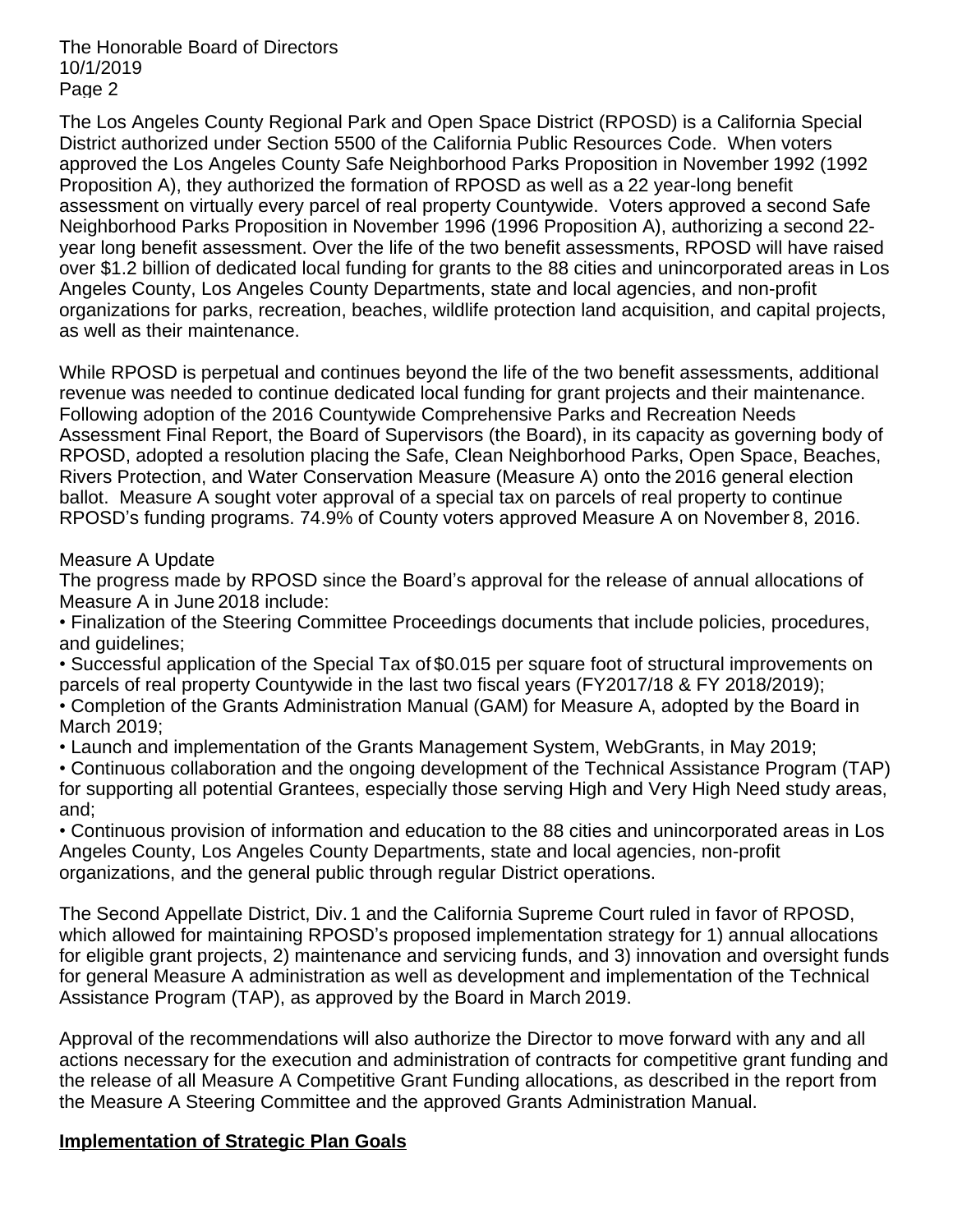The Los Angeles County Regional Park and Open Space District (RPOSD) is a California Special District authorized under Section 5500 of the California Public Resources Code. When voters approved the Los Angeles County Safe Neighborhood Parks Proposition in November 1992 (1992 Proposition A), they authorized the formation of RPOSD as well as a 22 year-long benefit assessment on virtually every parcel of real property Countywide. Voters approved a second Safe Neighborhood Parks Proposition in November 1996 (1996 Proposition A), authorizing a second 22-year long benefit assessment. Over the life of the two benefit assessments, RPOSD will have raised over $1.2 billion of dedicated local funding for grants to the 88 cities and unincorporated areas in Los Angeles County, Los Angeles County Departments, state and local agencies, and non-profit organizations for parks, recreation, beaches, wildlife protection land acquisition, and capital projects, as well as their maintenance.

While RPOSD is perpetual and continues beyond the life of the two benefit assessments, additional revenue was needed to continue dedicated local funding for grant projects and their maintenance. Following adoption of the 2016 Countywide Comprehensive Parks and Recreation Needs Assessment Final Report, the Board of Supervisors (the Board), in its capacity as governing body of RPOSD, adopted a resolution placing the Safe, Clean Neighborhood Parks, Open Space, Beaches, Rivers Protection, and Water Conservation Measure (Measure A) onto the 2016 general election ballot. Measure A sought voter approval of a special tax on parcels of real property to continue RPOSD's funding programs. 74.9% of County voters approved Measure A on November 8, 2016.

Measure A Update

The progress made by RPOSD since the Board's approval for the release of annual allocations of Measure A in June 2018 include:

- Finalization of the Steering Committee Proceedings documents that include policies, procedures, and guidelines;
- Successful application of the Special Tax of $0.015 per square foot of structural improvements on parcels of real property Countywide in the last two fiscal years (FY2017/18 & FY 2018/2019);
- Completion of the Grants Administration Manual (GAM) for Measure A, adopted by the Board in March 2019;
- Launch and implementation of the Grants Management System, WebGrants, in May 2019;
- Continuous collaboration and the ongoing development of the Technical Assistance Program (TAP) for supporting all potential Grantees, especially those serving High and Very High Need study areas, and;
- Continuous provision of information and education to the 88 cities and unincorporated areas in Los Angeles County, Los Angeles County Departments, state and local agencies, non-profit organizations, and the general public through regular District operations.

The Second Appellate District, Div. 1 and the California Supreme Court ruled in favor of RPOSD, which allowed for maintaining RPOSD's proposed implementation strategy for 1) annual allocations for eligible grant projects, 2) maintenance and servicing funds, and 3) innovation and oversight funds for general Measure A administration as well as development and implementation of the Technical Assistance Program (TAP), as approved by the Board in March 2019.

Approval of the recommendations will also authorize the Director to move forward with any and all actions necessary for the execution and administration of contracts for competitive grant funding and the release of all Measure A Competitive Grant Funding allocations, as described in the report from the Measure A Steering Committee and the approved Grants Administration Manual.

**Implementation of Strategic Plan Goals**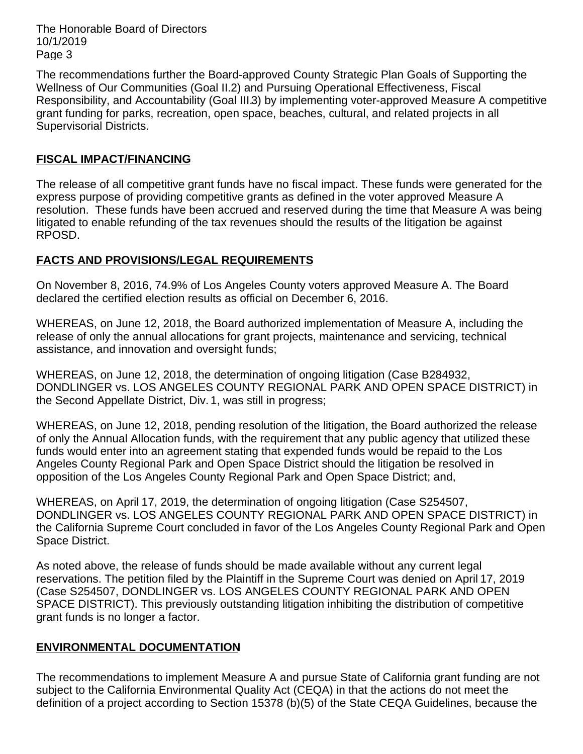The recommendations further the Board-approved County Strategic Plan Goals of Supporting the Wellness of Our Communities (Goal II.2) and Pursuing Operational Effectiveness, Fiscal Responsibility, and Accountability (Goal III.3) by implementing voter-approved Measure A competitive grant funding for parks, recreation, open space, beaches, cultural, and related projects in all Supervisorial Districts.

## FISCAL IMPACT/FINANCING

The release of all competitive grant funds have no fiscal impact. These funds were generated for the express purpose of providing competitive grants as defined in the voter approved Measure A resolution. These funds have been accrued and reserved during the time that Measure A was being litigated to enable refunding of the tax revenues should the results of the litigation be against RPOSD.

## FACTS AND PROVISIONS/LEGAL REQUIREMENTS

On November 8, 2016, 74.9% of Los Angeles County voters approved Measure A. The Board declared the certified election results as official on December 6, 2016.

WHEREAS, on June 12, 2018, the Board authorized implementation of Measure A, including the release of only the annual allocations for grant projects, maintenance and servicing, technical assistance, and innovation and oversight funds;

WHEREAS, on June 12, 2018, the determination of ongoing litigation (Case B284932, DONDLINGER vs. LOS ANGELES COUNTY REGIONAL PARK AND OPEN SPACE DISTRICT) in the Second Appellate District, Div. 1, was still in progress;

WHEREAS, on June 12, 2018, pending resolution of the litigation, the Board authorized the release of only the Annual Allocation funds, with the requirement that any public agency that utilized these funds would enter into an agreement stating that expended funds would be repaid to the Los Angeles County Regional Park and Open Space District should the litigation be resolved in opposition of the Los Angeles County Regional Park and Open Space District; and,

WHEREAS, on April 17, 2019, the determination of ongoing litigation (Case S254507, DONDLINGER vs. LOS ANGELES COUNTY REGIONAL PARK AND OPEN SPACE DISTRICT) in the California Supreme Court concluded in favor of the Los Angeles County Regional Park and Open Space District.

As noted above, the release of funds should be made available without any current legal reservations. The petition filed by the Plaintiff in the Supreme Court was denied on April 17, 2019 (Case S254507, DONDLINGER vs. LOS ANGELES COUNTY REGIONAL PARK AND OPEN SPACE DISTRICT). This previously outstanding litigation inhibiting the distribution of competitive grant funds is no longer a factor.

## ENVIRONMENTAL DOCUMENTATION

The recommendations to implement Measure A and pursue State of California grant funding are not subject to the California Environmental Quality Act (CEQA) in that the actions do not meet the definition of a project according to Section 15378 (b)(5) of the State CEQA Guidelines, because the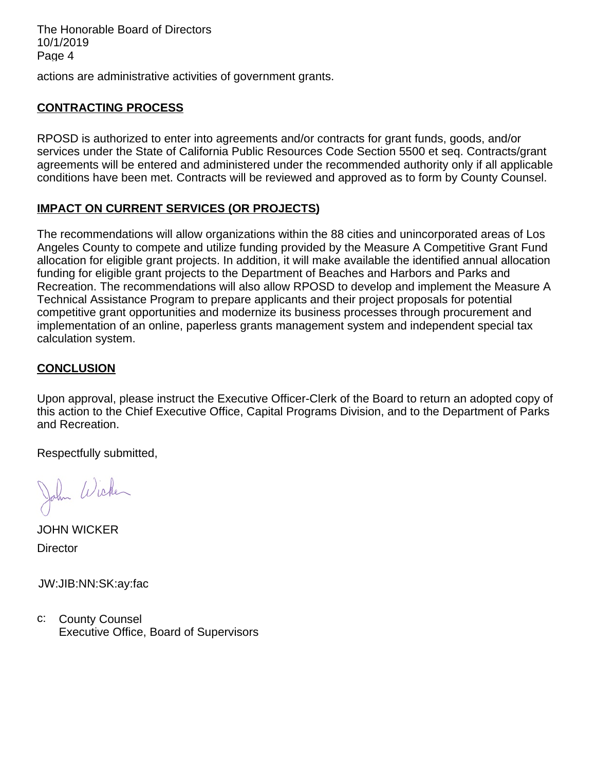actions are administrative activities of government grants.

## CONTRACTING PROCESS

RPOSD is authorized to enter into agreements and/or contracts for grant funds, goods, and/or services under the State of California Public Resources Code Section 5500 et seq. Contracts/grant agreements will be entered and administered under the recommended authority only if all applicable conditions have been met. Contracts will be reviewed and approved as to form by County Counsel.

## IMPACT ON CURRENT SERVICES (OR PROJECTS)

The recommendations will allow organizations within the 88 cities and unincorporated areas of Los Angeles County to compete and utilize funding provided by the Measure A Competitive Grant Fund allocation for eligible grant projects. In addition, it will make available the identified annual allocation funding for eligible grant projects to the Department of Beaches and Harbors and Parks and Recreation. The recommendations will also allow RPOSD to develop and implement the Measure A Technical Assistance Program to prepare applicants and their project proposals for potential competitive grant opportunities and modernize its business processes through procurement and implementation of an online, paperless grants management system and independent special tax calculation system.

## CONCLUSION

Upon approval, please instruct the Executive Officer-Clerk of the Board to return an adopted copy of this action to the Chief Executive Office, Capital Programs Division, and to the Department of Parks and Recreation.

Respectfully submitted,

John Wicker

JOHN WICKER
Director

JW:JIB:NN:SK:ay:fac

c: County Counsel
Executive Office, Board of Supervisors